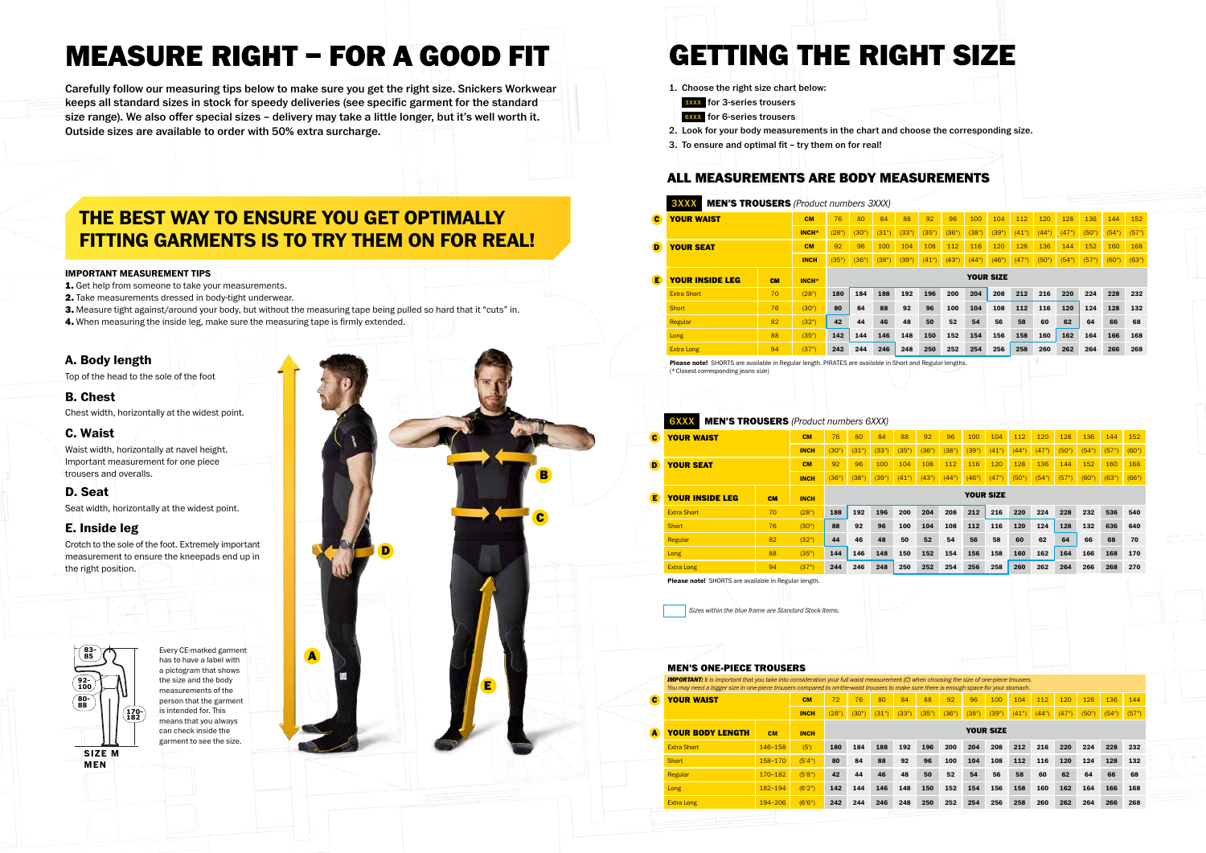# MEASURE RIGHT – FOR A GOOD FIT

**Carefully follow our measuring tips below to make sure you get the right size. Snickers Workwear keeps all standard sizes in stock for speedy deliveries (see specific garment for the standard size range). We also offer special sizes – delivery may take a little longer, but it's well worth it. Outside sizes are available to order with 50% extra surcharge.**

## THE BEST WAY TO ENSURE YOU GET OPTIMALLY FITTING GARMENTS IS TO TRY THEM ON FOR REAL!

**IMPORTANT MEASUREMENT TIPS**

**1.** Get help from someone to take your measurements.
**2.** Take measurements dressed in body-tight underwear.
**3.** Measure tight against/around your body, but without the measuring tape being pulled so hard that it "cuts" in.
**4.** When measuring the inside leg, make sure the measuring tape is firmly extended.

### A. Body length
Top of the head to the sole of the foot

### B. Chest
Chest width, horizontally at the widest point.

### C. Waist
Waist width, horizontally at navel height. Important measurement for one piece trousers and overalls.

### D. Seat
Seat width, horizontally at the widest point.

### E. Inside leg
Crotch to the sole of the foot. Extremely important measurement to ensure the kneepads end up in the right position.

83-85 | 92-100 | 80-88 | 170-182 | SIZE M MEN

Every CE-marked garment has to have a label with a pictogram that shows the size and the body measurements of the person that the garment is intended for. This means that you always can check inside the garment to see the size.

# GETTING THE RIGHT SIZE

1. Choose the right size chart below:
   - 3XXX for 3-series trousers
   - 6XXX for 6-series trousers
2. Look for your body measurements in the chart and choose the corresponding size.
3. To ensure and optimal fit – try them on for real!

## ALL MEASUREMENTS ARE BODY MEASUREMENTS

### 3XXX MEN'S TROUSERS *(Product numbers 3XXX)*

| | | | | | | | | | | | | | | | | | | |
|---|---|---|---|---|---|---|---|---|---|---|---|---|---|---|---|---|---|---|
| **C YOUR WAIST** | | **CM** | 76 | 80 | 84 | 88 | 92 | 96 | 100 | 104 | 112 | 120 | 128 | 136 | 144 | 152 | | |
| | | **INCH*** | (28") | (30") | (31") | (33") | (35") | (36") | (38") | (39") | (41") | (44") | (47") | (50") | (54") | (57") | | |
| **D YOUR SEAT** | | **CM** | 92 | 96 | 100 | 104 | 108 | 112 | 116 | 120 | 128 | 136 | 144 | 152 | 160 | 168 | | |
| | | **INCH** | (35") | (36") | (38") | (39") | (41") | (43") | (44") | (46") | (47") | (50") | (54") | (57") | (60") | (63") | | |
| **E YOUR INSIDE LEG** | **CM** | **INCH*** | **YOUR SIZE** | | | | | | | | | | | | | | | |
| Extra Short | 70 | (28") | 180 | 184 | 188 | 192 | 196 | 200 | 204 | 208 | 212 | 216 | 220 | 224 | 228 | 232 | | |
| Short | 76 | (30") | 80 | 84 | 88 | 92 | 96 | 100 | 104 | 108 | 112 | 116 | 120 | 124 | 128 | 132 | | |
| Regular | 82 | (32") | 42 | 44 | 46 | 48 | 50 | 52 | 54 | 56 | 58 | 60 | 62 | 64 | 66 | 68 | | |
| Long | 88 | (35") | 142 | 144 | 146 | 148 | 150 | 152 | 154 | 156 | 158 | 160 | 162 | 164 | 166 | 168 | | |
| Extra Long | 94 | (37") | 242 | 244 | 246 | 248 | 250 | 252 | 254 | 256 | 258 | 260 | 262 | 264 | 266 | 268 | | |

**Please note!** SHORTS are available in Regular length. PIRATES are available in Short and Regular lengths.
(* Closest corresponding jeans size)

### 6XXX MEN'S TROUSERS *(Product numbers 6XXX)*

| | | | | | | | | | | | | | | | | |
|---|---|---|---|---|---|---|---|---|---|---|---|---|---|---|---|---|
| **C YOUR WAIST** | | **CM** | 76 | 80 | 84 | 88 | 92 | 96 | 100 | 104 | 112 | 120 | 128 | 136 | 144 | 152 |
| | | **INCH** | (30") | (31") | (33") | (35") | (36") | (38") | (39") | (41") | (44") | (47") | (50") | (54") | (57") | (60") |
| **D YOUR SEAT** | | **CM** | 92 | 96 | 100 | 104 | 108 | 112 | 116 | 120 | 128 | 136 | 144 | 152 | 160 | 168 |
| | | **INCH** | (36") | (38") | (39") | (41") | (43") | (44") | (46") | (47") | (50") | (54") | (57") | (60") | (63") | (66") |
| **E YOUR INSIDE LEG** | **CM** | **INCH** | **YOUR SIZE** | | | | | | | | | | | | | |
| Extra Short | 70 | (28") | 188 | 192 | 196 | 200 | 204 | 208 | 212 | 216 | 220 | 224 | 228 | 232 | 536 | 540 |
| Short | 76 | (30") | 88 | 92 | 96 | 100 | 104 | 108 | 112 | 116 | 120 | 124 | 128 | 132 | 636 | 640 |
| Regular | 82 | (32") | 44 | 46 | 48 | 50 | 52 | 54 | 56 | 58 | 60 | 62 | 64 | 66 | 68 | 70 |
| Long | 88 | (35") | 144 | 146 | 148 | 150 | 152 | 154 | 156 | 158 | 160 | 162 | 164 | 166 | 168 | 170 |
| Extra Long | 94 | (37") | 244 | 246 | 248 | 250 | 252 | 254 | 256 | 258 | 260 | 262 | 264 | 266 | 268 | 270 |

**Please note!** SHORTS are available in Regular length.

*Sizes within the blue frame are Standard Stock Items.*

### MEN'S ONE-PIECE TROUSERS

***IMPORTANT:** It is important that you take into consideration your full waist measurement (C) when choosing the size of one-piece trousers. You may need a bigger size in one-piece trousers compared to on-the-waist trousers to make sure there is enough space for your stomach.*

| | | | | | | | | | | | | | | | | | |
|---|---|---|---|---|---|---|---|---|---|---|---|---|---|---|---|---|---|
| **C YOUR WAIST** | | **CM** | 72 | 76 | 80 | 84 | 88 | 92 | 96 | 100 | 104 | 112 | 120 | 128 | 136 | 144 |
| | | **INCH** | (28") | (30") | (31") | (33") | (35") | (36") | (38") | (39") | (41") | (44") | (47") | (50") | (54") | (57") |
| **A YOUR BODY LENGTH** | **CM** | **INCH** | **YOUR SIZE** | | | | | | | | | | | | | |
| Extra Short | 146–158 | (5') | 180 | 184 | 188 | 192 | 196 | 200 | 204 | 208 | 212 | 216 | 220 | 224 | 228 | 232 |
| Short | 158–170 | (5'4") | 80 | 84 | 88 | 92 | 96 | 100 | 104 | 108 | 112 | 116 | 120 | 124 | 128 | 132 |
| Regular | 170–182 | (5'8") | 42 | 44 | 46 | 48 | 50 | 52 | 54 | 56 | 58 | 60 | 62 | 64 | 66 | 68 |
| Long | 182–194 | (6'2") | 142 | 144 | 146 | 148 | 150 | 152 | 154 | 156 | 158 | 160 | 162 | 164 | 166 | 168 |
| Extra Long | 194–206 | (6'6") | 242 | 244 | 246 | 248 | 250 | 252 | 254 | 256 | 258 | 260 | 262 | 264 | 266 | 268 |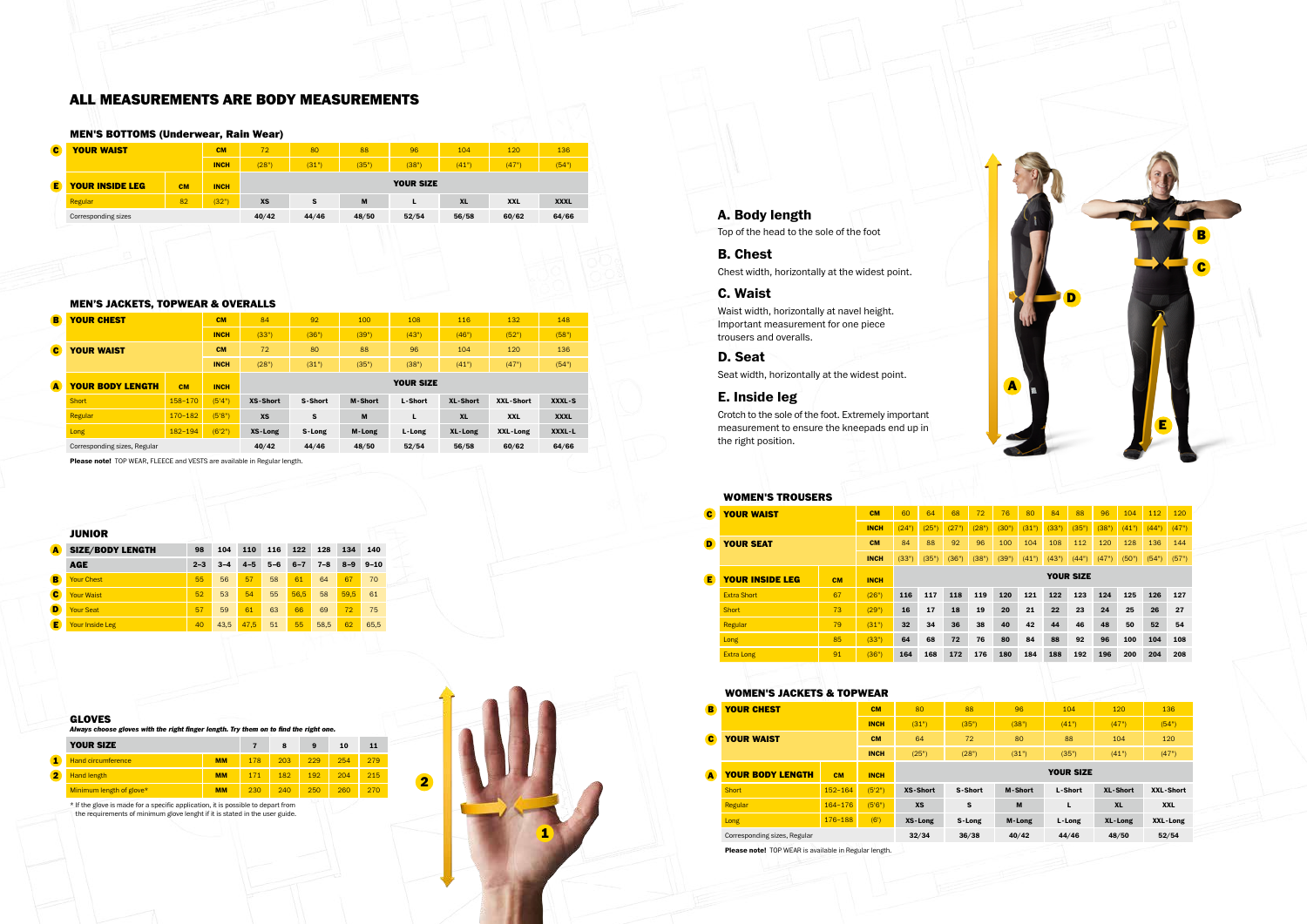# ALL MEASUREMENTS ARE BODY MEASUREMENTS

### MEN'S BOTTOMS (Underwear, Rain Wear)

| | | | | | | | | | |
|---|---|---|---|---|---|---|---|---|---|
| **C** | **YOUR WAIST** | | **CM** | 72 | 80 | 88 | 96 | 104 | 120 | 136 |
| | | | **INCH** | (28") | (31") | (35") | (38") | (41") | (47") | (54") |
| **E** | **YOUR INSIDE LEG** | **CM** | **INCH** | **YOUR SIZE** | | | | | | |
| | Regular | 82 | (32") | **XS** | **S** | **M** | **L** | **XL** | **XXL** | **XXXL** |
| | Corresponding sizes | | | **40/42** | **44/46** | **48/50** | **52/54** | **56/58** | **60/62** | **64/66** |

### MEN'S JACKETS, TOPWEAR & OVERALLS

| | | | | | | | | | | |
|---|---|---|---|---|---|---|---|---|---|---|
| **B** | **YOUR CHEST** | | **CM** | 84 | 92 | 100 | 108 | 116 | 132 | 148 |
| | | | **INCH** | (33") | (36") | (39") | (43") | (46") | (52") | (58") |
| **C** | **YOUR WAIST** | | **CM** | 72 | 80 | 88 | 96 | 104 | 120 | 136 |
| | | | **INCH** | (28") | (31") | (35") | (38") | (41") | (47") | (54") |
| **A** | **YOUR BODY LENGTH** | **CM** | **INCH** | **YOUR SIZE** | | | | | | |
| | Short | 158–170 | (5'4") | **XS-Short** | **S-Short** | **M-Short** | **L-Short** | **XL-Short** | **XXL-Short** | **XXXL-S** |
| | Regular | 170–182 | (5'8") | **XS** | **S** | **M** | **L** | **XL** | **XXL** | **XXXL** |
| | Long | 182–194 | (6'2") | **XS-Long** | **S-Long** | **M-Long** | **L-Long** | **XL-Long** | **XXL-Long** | **XXXL-L** |
| | Corresponding sizes, Regular | | | **40/42** | **44/46** | **48/50** | **52/54** | **56/58** | **60/62** | **64/66** |

**Please note!** TOP WEAR, FLEECE and VESTS are available in Regular length.

### JUNIOR

| | | | | | | | | | |
|---|---|---|---|---|---|---|---|---|---|
| **A** | **SIZE/BODY LENGTH** | **98** | **104** | **110** | **116** | **122** | **128** | **134** | **140** |
| | **AGE** | **2–3** | **3–4** | **4–5** | **5–6** | **6–7** | **7–8** | **8–9** | **9–10** |
| **B** | Your Chest | 55 | 56 | 57 | 58 | 61 | 64 | 67 | 70 |
| **C** | Your Waist | 52 | 53 | 54 | 55 | 56,5 | 58 | 59,5 | 61 |
| **D** | Your Seat | 57 | 59 | 61 | 63 | 66 | 69 | 72 | 75 |
| **E** | Your Inside Leg | 40 | 43,5 | 47,5 | 51 | 55 | 58,5 | 62 | 65,5 |

### GLOVES

***Always choose gloves with the right finger length. Try them on to find the right one.***

| | | | | | | | |
|---|---|---|---|---|---|---|---|
| | **YOUR SIZE** | | **7** | **8** | **9** | **10** | **11** |
| **1** | Hand circumference | **MM** | 178 | 203 | 229 | 254 | 279 |
| **2** | Hand length | **MM** | 171 | 182 | 192 | 204 | 215 |
| | Minimum length of glove* | **MM** | 230 | 240 | 250 | 260 | 270 |

\* If the glove is made for a specific application, it is possible to depart from the requirements of minimum glove lenght if it is stated in the user guide.

1

2

## A. Body length

Top of the head to the sole of the foot

## B. Chest

Chest width, horizontally at the widest point.

## C. Waist

Waist width, horizontally at navel height. Important measurement for one piece trousers and overalls.

## D. Seat

Seat width, horizontally at the widest point.

## E. Inside leg

Crotch to the sole of the foot. Extremely important measurement to ensure the kneepads end up in the right position.

A B C D E

### WOMEN'S TROUSERS

| | | | | | | | | | | | | | | | | |
|---|---|---|---|---|---|---|---|---|---|---|---|---|---|---|---|---|
| **C** | **YOUR WAIST** | | **CM** | 60 | 64 | 68 | 72 | 76 | 80 | 84 | 88 | 96 | 104 | 112 | 120 |
| | | | **INCH** | (24") | (25") | (27") | (28") | (30") | (31") | (33") | (35") | (38") | (41") | (44") | (47") |
| **D** | **YOUR SEAT** | | **CM** | 84 | 88 | 92 | 96 | 100 | 104 | 108 | 112 | 120 | 128 | 136 | 144 |
| | | | **INCH** | (33") | (35") | (36") | (38") | (39") | (41") | (43") | (44") | (47") | (50") | (54") | (57") |
| **E** | **YOUR INSIDE LEG** | **CM** | **INCH** | **YOUR SIZE** | | | | | | | | | | | |
| | Extra Short | 67 | (26") | **116** | **117** | **118** | **119** | **120** | **121** | **122** | **123** | **124** | **125** | **126** | **127** |
| | Short | 73 | (29") | **16** | **17** | **18** | **19** | **20** | **21** | **22** | **23** | **24** | **25** | **26** | **27** |
| | Regular | 79 | (31") | **32** | **34** | **36** | **38** | **40** | **42** | **44** | **46** | **48** | **50** | **52** | **54** |
| | Long | 85 | (33") | **64** | **68** | **72** | **76** | **80** | **84** | **88** | **92** | **96** | **100** | **104** | **108** |
| | Extra Long | 91 | (36") | **164** | **168** | **172** | **176** | **180** | **184** | **188** | **192** | **196** | **200** | **204** | **208** |

### WOMEN'S JACKETS & TOPWEAR

| | | | | | | | | | |
|---|---|---|---|---|---|---|---|---|---|
| **B** | **YOUR CHEST** | | **CM** | 80 | 88 | 96 | 104 | 120 | 136 |
| | | | **INCH** | (31") | (35") | (38") | (41") | (47") | (54") |
| **C** | **YOUR WAIST** | | **CM** | 64 | 72 | 80 | 88 | 104 | 120 |
| | | | **INCH** | (25") | (28") | (31") | (35") | (41") | (47") |
| **A** | **YOUR BODY LENGTH** | **CM** | **INCH** | **YOUR SIZE** | | | | | |
| | Short | 152–164 | (5'2") | **XS-Short** | **S-Short** | **M-Short** | **L-Short** | **XL-Short** | **XXL-Short** |
| | Regular | 164–176 | (5'6") | **XS** | **S** | **M** | **L** | **XL** | **XXL** |
| | Long | 176–188 | (6') | **XS-Long** | **S-Long** | **M-Long** | **L-Long** | **XL-Long** | **XXL-Long** |
| | Corresponding sizes, Regular | | | **32/34** | **36/38** | **40/42** | **44/46** | **48/50** | **52/54** |

**Please note!** TOP WEAR is available in Regular length.